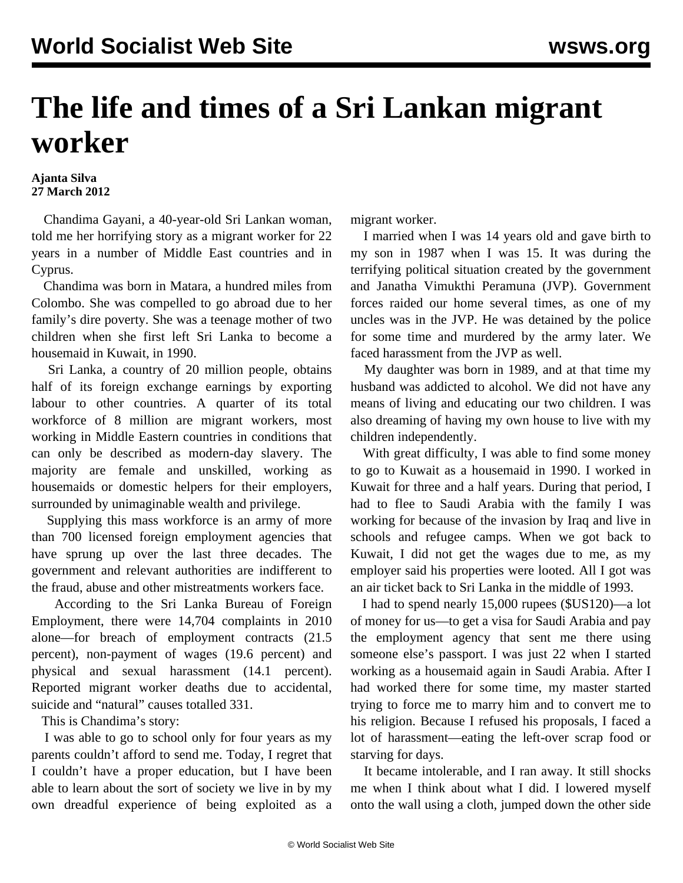# The life and times of a Sri Lankan migrant worker

**Ajanta Silva**
**27 March 2012**

Chandima Gayani, a 40-year-old Sri Lankan woman, told me her horrifying story as a migrant worker for 22 years in a number of Middle East countries and in Cyprus.

Chandima was born in Matara, a hundred miles from Colombo. She was compelled to go abroad due to her family's dire poverty. She was a teenage mother of two children when she first left Sri Lanka to become a housemaid in Kuwait, in 1990.

Sri Lanka, a country of 20 million people, obtains half of its foreign exchange earnings by exporting labour to other countries. A quarter of its total workforce of 8 million are migrant workers, most working in Middle Eastern countries in conditions that can only be described as modern-day slavery. The majority are female and unskilled, working as housemaids or domestic helpers for their employers, surrounded by unimaginable wealth and privilege.

Supplying this mass workforce is an army of more than 700 licensed foreign employment agencies that have sprung up over the last three decades. The government and relevant authorities are indifferent to the fraud, abuse and other mistreatments workers face.

According to the Sri Lanka Bureau of Foreign Employment, there were 14,704 complaints in 2010 alone—for breach of employment contracts (21.5 percent), non-payment of wages (19.6 percent) and physical and sexual harassment (14.1 percent). Reported migrant worker deaths due to accidental, suicide and "natural" causes totalled 331.

This is Chandima's story:

I was able to go to school only for four years as my parents couldn't afford to send me. Today, I regret that I couldn't have a proper education, but I have been able to learn about the sort of society we live in by my own dreadful experience of being exploited as a migrant worker.

I married when I was 14 years old and gave birth to my son in 1987 when I was 15. It was during the terrifying political situation created by the government and Janatha Vimukthi Peramuna (JVP). Government forces raided our home several times, as one of my uncles was in the JVP. He was detained by the police for some time and murdered by the army later. We faced harassment from the JVP as well.

My daughter was born in 1989, and at that time my husband was addicted to alcohol. We did not have any means of living and educating our two children. I was also dreaming of having my own house to live with my children independently.

With great difficulty, I was able to find some money to go to Kuwait as a housemaid in 1990. I worked in Kuwait for three and a half years. During that period, I had to flee to Saudi Arabia with the family I was working for because of the invasion by Iraq and live in schools and refugee camps. When we got back to Kuwait, I did not get the wages due to me, as my employer said his properties were looted. All I got was an air ticket back to Sri Lanka in the middle of 1993.

I had to spend nearly 15,000 rupees ($US120)—a lot of money for us—to get a visa for Saudi Arabia and pay the employment agency that sent me there using someone else's passport. I was just 22 when I started working as a housemaid again in Saudi Arabia. After I had worked there for some time, my master started trying to force me to marry him and to convert me to his religion. Because I refused his proposals, I faced a lot of harassment—eating the left-over scrap food or starving for days.

It became intolerable, and I ran away. It still shocks me when I think about what I did. I lowered myself onto the wall using a cloth, jumped down the other side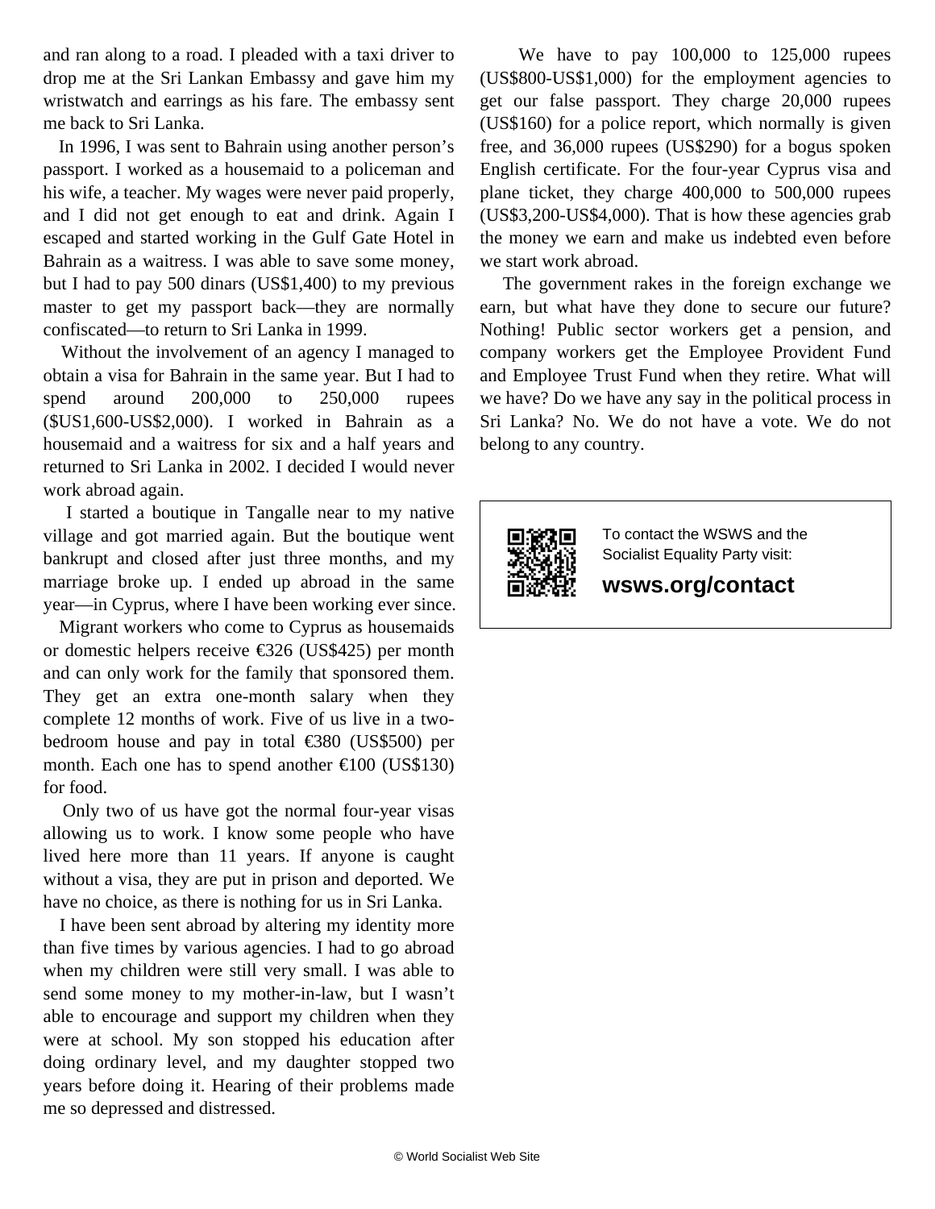and ran along to a road. I pleaded with a taxi driver to drop me at the Sri Lankan Embassy and gave him my wristwatch and earrings as his fare. The embassy sent me back to Sri Lanka.

In 1996, I was sent to Bahrain using another person's passport. I worked as a housemaid to a policeman and his wife, a teacher. My wages were never paid properly, and I did not get enough to eat and drink. Again I escaped and started working in the Gulf Gate Hotel in Bahrain as a waitress. I was able to save some money, but I had to pay 500 dinars (US$1,400) to my previous master to get my passport back—they are normally confiscated—to return to Sri Lanka in 1999.

Without the involvement of an agency I managed to obtain a visa for Bahrain in the same year. But I had to spend around 200,000 to 250,000 rupees ($US1,600-US$2,000). I worked in Bahrain as a housemaid and a waitress for six and a half years and returned to Sri Lanka in 2002. I decided I would never work abroad again.

I started a boutique in Tangalle near to my native village and got married again. But the boutique went bankrupt and closed after just three months, and my marriage broke up. I ended up abroad in the same year—in Cyprus, where I have been working ever since.

Migrant workers who come to Cyprus as housemaids or domestic helpers receive €326 (US$425) per month and can only work for the family that sponsored them. They get an extra one-month salary when they complete 12 months of work. Five of us live in a two-bedroom house and pay in total €380 (US$500) per month. Each one has to spend another €100 (US$130) for food.

Only two of us have got the normal four-year visas allowing us to work. I know some people who have lived here more than 11 years. If anyone is caught without a visa, they are put in prison and deported. We have no choice, as there is nothing for us in Sri Lanka.

I have been sent abroad by altering my identity more than five times by various agencies. I had to go abroad when my children were still very small. I was able to send some money to my mother-in-law, but I wasn't able to encourage and support my children when they were at school. My son stopped his education after doing ordinary level, and my daughter stopped two years before doing it. Hearing of their problems made me so depressed and distressed.

We have to pay 100,000 to 125,000 rupees (US$800-US$1,000) for the employment agencies to get our false passport. They charge 20,000 rupees (US$160) for a police report, which normally is given free, and 36,000 rupees (US$290) for a bogus spoken English certificate. For the four-year Cyprus visa and plane ticket, they charge 400,000 to 500,000 rupees (US$3,200-US$4,000). That is how these agencies grab the money we earn and make us indebted even before we start work abroad.

The government rakes in the foreign exchange we earn, but what have they done to secure our future? Nothing! Public sector workers get a pension, and company workers get the Employee Provident Fund and Employee Trust Fund when they retire. What will we have? Do we have any say in the political process in Sri Lanka? No. We do not have a vote. We do not belong to any country.

To contact the WSWS and the Socialist Equality Party visit:

**wsws.org/contact**